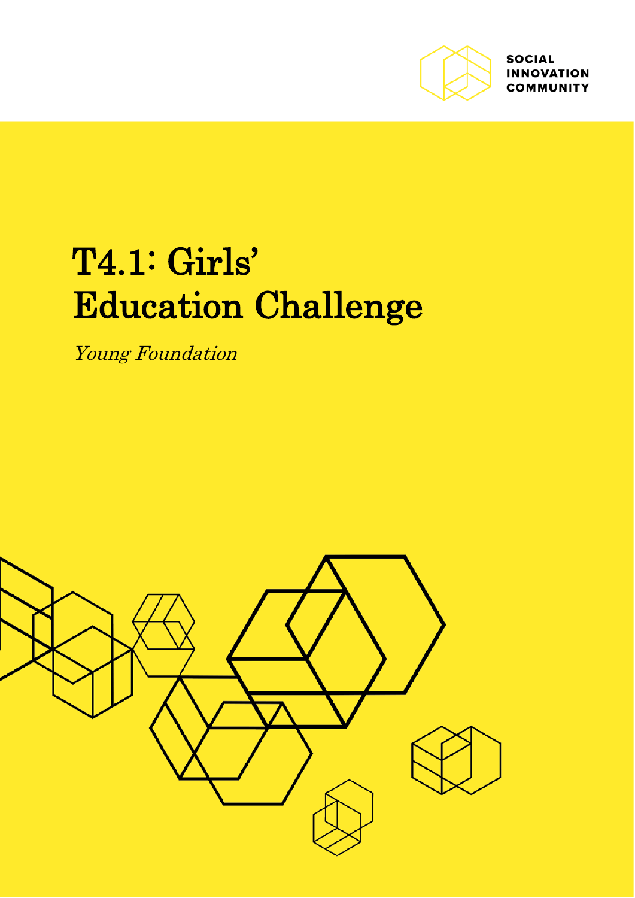SOCIAL INNOVATION COMMUNITY

# T4.1: Girls' Education Challenge

*Young Foundation*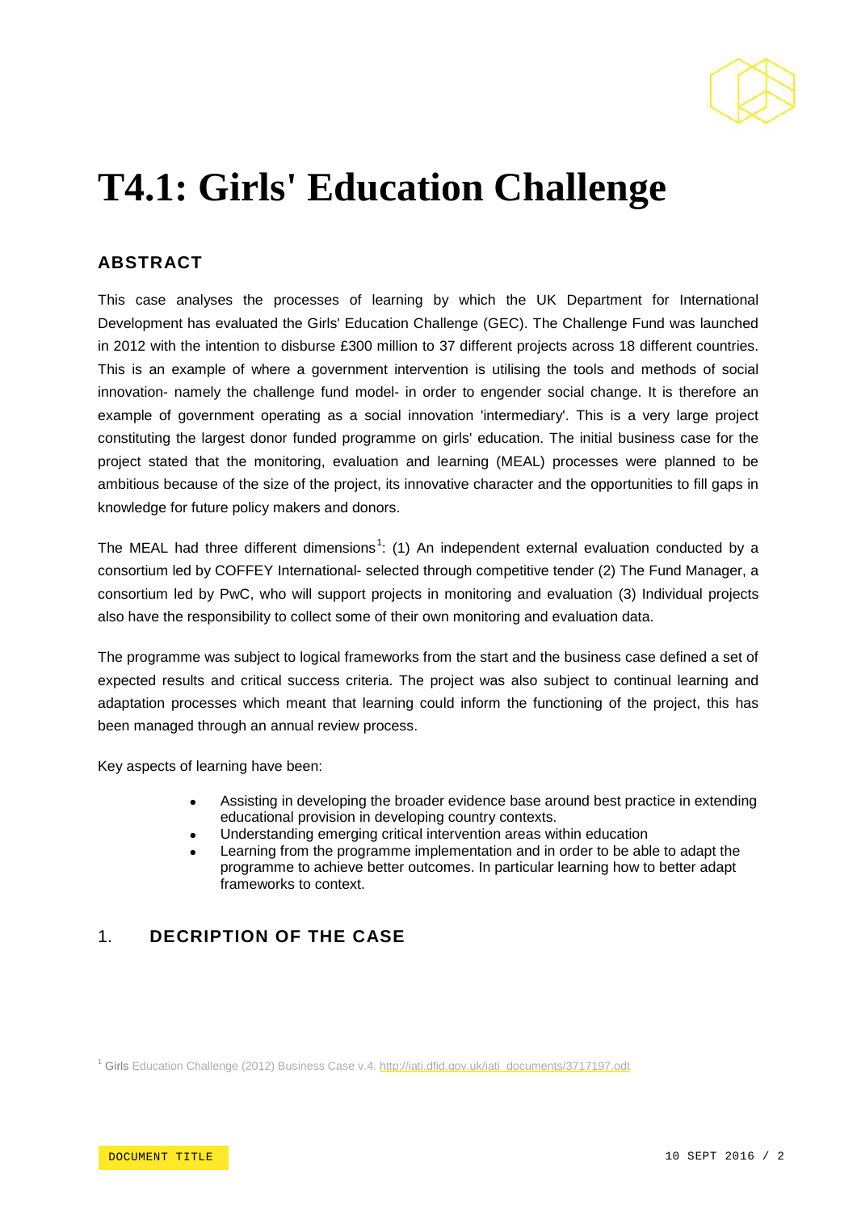# T4.1: Girls' Education Challenge

## ABSTRACT

This case analyses the processes of learning by which the UK Department for International Development has evaluated the Girls' Education Challenge (GEC). The Challenge Fund was launched in 2012 with the intention to disburse £300 million to 37 different projects across 18 different countries. This is an example of where a government intervention is utilising the tools and methods of social innovation- namely the challenge fund model- in order to engender social change. It is therefore an example of government operating as a social innovation 'intermediary'. This is a very large project constituting the largest donor funded programme on girls' education. The initial business case for the project stated that the monitoring, evaluation and learning (MEAL) processes were planned to be ambitious because of the size of the project, its innovative character and the opportunities to fill gaps in knowledge for future policy makers and donors.

The MEAL had three different dimensions[1]: (1) An independent external evaluation conducted by a consortium led by COFFEY International- selected through competitive tender (2) The Fund Manager, a consortium led by PwC, who will support projects in monitoring and evaluation (3) Individual projects also have the responsibility to collect some of their own monitoring and evaluation data.

The programme was subject to logical frameworks from the start and the business case defined a set of expected results and critical success criteria. The project was also subject to continual learning and adaptation processes which meant that learning could inform the functioning of the project, this has been managed through an annual review process.

Key aspects of learning have been:

- Assisting in developing the broader evidence base around best practice in extending educational provision in developing country contexts.
- Understanding emerging critical intervention areas within education
- Learning from the programme implementation and in order to be able to adapt the programme to achieve better outcomes. In particular learning how to better adapt frameworks to context.

## 1. DECRIPTION OF THE CASE

[1] Girls Education Challenge (2012) Business Case v.4. http://iati.dfid.gov.uk/iati_documents/3717197.odt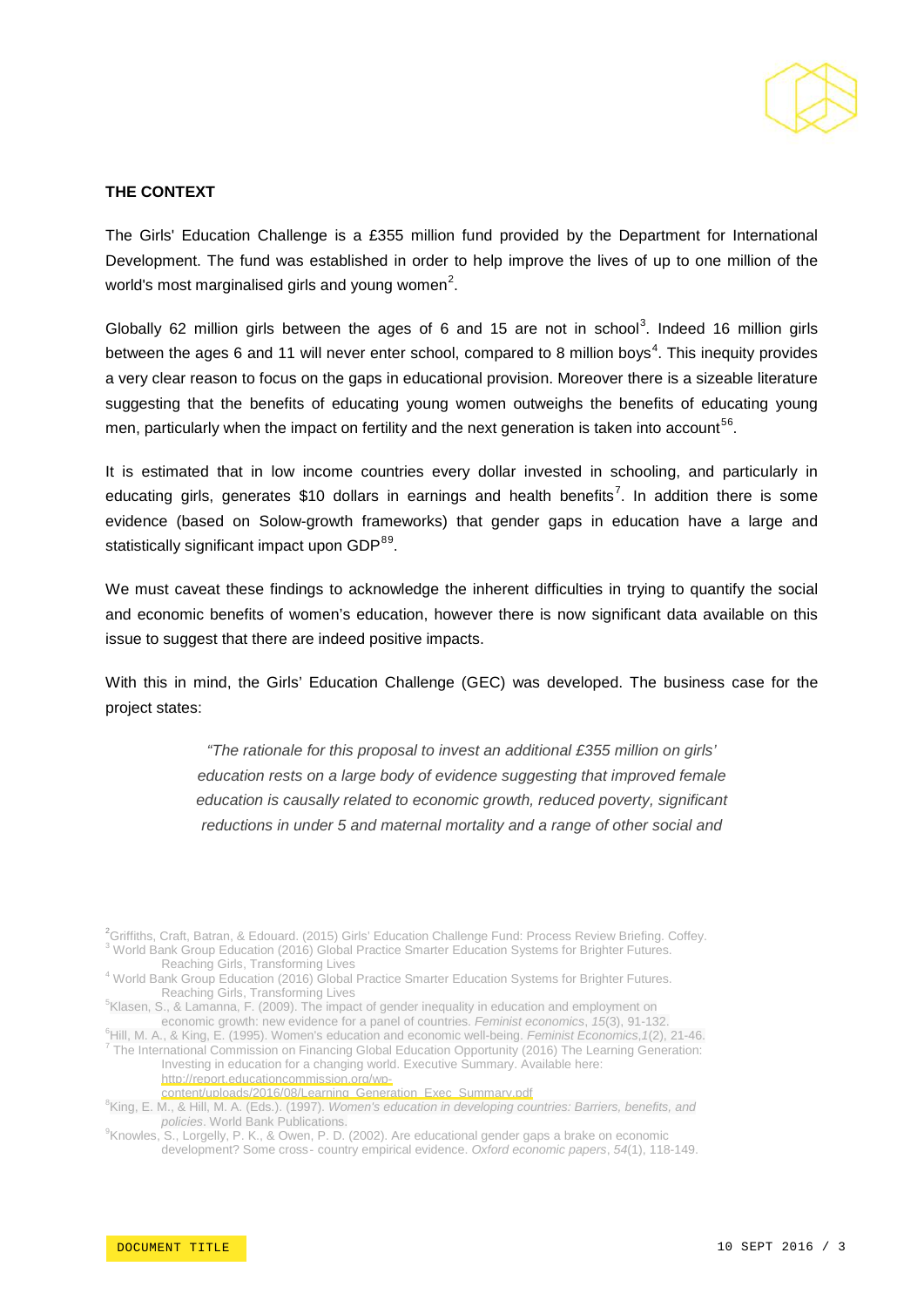## THE CONTEXT

The Girls' Education Challenge is a £355 million fund provided by the Department for International Development. The fund was established in order to help improve the lives of up to one million of the world's most marginalised girls and young women[2].

Globally 62 million girls between the ages of 6 and 15 are not in school[3]. Indeed 16 million girls between the ages 6 and 11 will never enter school, compared to 8 million boys[4]. This inequity provides a very clear reason to focus on the gaps in educational provision. Moreover there is a sizeable literature suggesting that the benefits of educating young women outweighs the benefits of educating young men, particularly when the impact on fertility and the next generation is taken into account[5,6].

It is estimated that in low income countries every dollar invested in schooling, and particularly in educating girls, generates $10 dollars in earnings and health benefits[7]. In addition there is some evidence (based on Solow-growth frameworks) that gender gaps in education have a large and statistically significant impact upon GDP[8,9].

We must caveat these findings to acknowledge the inherent difficulties in trying to quantify the social and economic benefits of women's education, however there is now significant data available on this issue to suggest that there are indeed positive impacts.

With this in mind, the Girls' Education Challenge (GEC) was developed. The business case for the project states:

> *"The rationale for this proposal to invest an additional £355 million on girls' education rests on a large body of evidence suggesting that improved female education is causally related to economic growth, reduced poverty, significant reductions in under 5 and maternal mortality and a range of other social and*

---

[2] Griffiths, Craft, Batran, & Edouard. (2015) Girls' Education Challenge Fund: Process Review Briefing. Coffey.

[3] World Bank Group Education (2016) Global Practice Smarter Education Systems for Brighter Futures. Reaching Girls, Transforming Lives

[4] World Bank Group Education (2016) Global Practice Smarter Education Systems for Brighter Futures. Reaching Girls, Transforming Lives

[5] Klasen, S., & Lamanna, F. (2009). The impact of gender inequality in education and employment on economic growth: new evidence for a panel of countries. *Feminist economics*, *15*(3), 91-132.

[6] Hill, M. A., & King, E. (1995). Women's education and economic well-being. *Feminist Economics*, *1*(2), 21-46.

[7] The International Commission on Financing Global Education Opportunity (2016) The Learning Generation: Investing in education for a changing world. Executive Summary. Available here: http://report.educationcommission.org/wp-content/uploads/2016/08/Learning_Generation_Exec_Summary.pdf

[8] King, E. M., & Hill, M. A. (Eds.). (1997). *Women's education in developing countries: Barriers, benefits, and policies*. World Bank Publications.

[9] Knowles, S., Lorgelly, P. K., & Owen, P. D. (2002). Are educational gender gaps a brake on economic development? Some cross- country empirical evidence. *Oxford economic papers*, *54*(1), 118-149.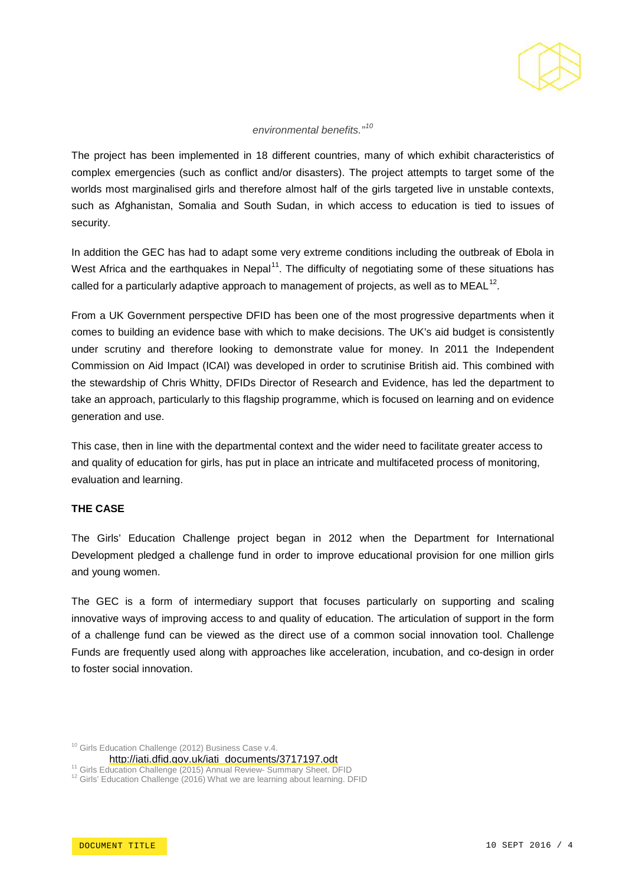*environmental benefits."*[10]

The project has been implemented in 18 different countries, many of which exhibit characteristics of complex emergencies (such as conflict and/or disasters). The project attempts to target some of the worlds most marginalised girls and therefore almost half of the girls targeted live in unstable contexts, such as Afghanistan, Somalia and South Sudan, in which access to education is tied to issues of security.

In addition the GEC has had to adapt some very extreme conditions including the outbreak of Ebola in West Africa and the earthquakes in Nepal[11]. The difficulty of negotiating some of these situations has called for a particularly adaptive approach to management of projects, as well as to MEAL[12].

From a UK Government perspective DFID has been one of the most progressive departments when it comes to building an evidence base with which to make decisions. The UK's aid budget is consistently under scrutiny and therefore looking to demonstrate value for money. In 2011 the Independent Commission on Aid Impact (ICAI) was developed in order to scrutinise British aid. This combined with the stewardship of Chris Whitty, DFIDs Director of Research and Evidence, has led the department to take an approach, particularly to this flagship programme, which is focused on learning and on evidence generation and use.

This case, then in line with the departmental context and the wider need to facilitate greater access to and quality of education for girls, has put in place an intricate and multifaceted process of monitoring, evaluation and learning.

**THE CASE**

The Girls' Education Challenge project began in 2012 when the Department for International Development pledged a challenge fund in order to improve educational provision for one million girls and young women.

The GEC is a form of intermediary support that focuses particularly on supporting and scaling innovative ways of improving access to and quality of education. The articulation of support in the form of a challenge fund can be viewed as the direct use of a common social innovation tool. Challenge Funds are frequently used along with approaches like acceleration, incubation, and co-design in order to foster social innovation.

[10] Girls Education Challenge (2012) Business Case v.4. http://iati.dfid.gov.uk/iati_documents/3717197.odt

[11] Girls Education Challenge (2015) Annual Review- Summary Sheet. DFID

[12] Girls' Education Challenge (2016) What we are learning about learning. DFID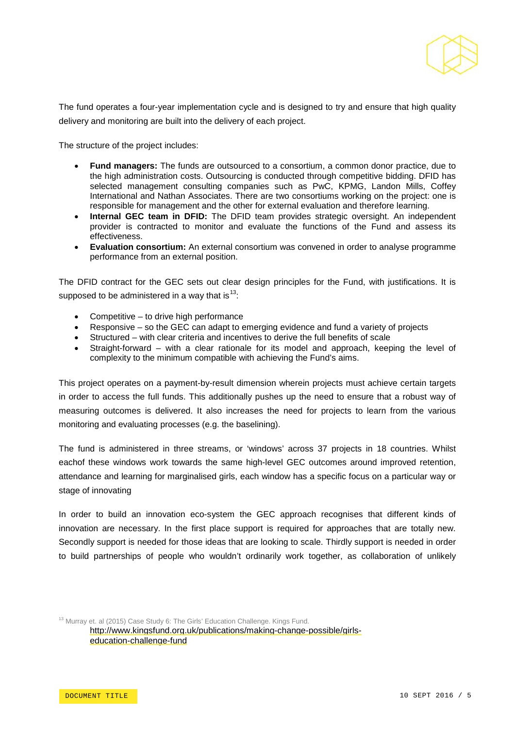The fund operates a four-year implementation cycle and is designed to try and ensure that high quality delivery and monitoring are built into the delivery of each project.

The structure of the project includes:

- **Fund managers:** The funds are outsourced to a consortium, a common donor practice, due to the high administration costs. Outsourcing is conducted through competitive bidding. DFID has selected management consulting companies such as PwC, KPMG, Landon Mills, Coffey International and Nathan Associates. There are two consortiums working on the project: one is responsible for management and the other for external evaluation and therefore learning.
- **Internal GEC team in DFID:** The DFID team provides strategic oversight. An independent provider is contracted to monitor and evaluate the functions of the Fund and assess its effectiveness.
- **Evaluation consortium:** An external consortium was convened in order to analyse programme performance from an external position.

The DFID contract for the GEC sets out clear design principles for the Fund, with justifications. It is supposed to be administered in a way that is[13]:

- Competitive – to drive high performance
- Responsive – so the GEC can adapt to emerging evidence and fund a variety of projects
- Structured – with clear criteria and incentives to derive the full benefits of scale
- Straight-forward – with a clear rationale for its model and approach, keeping the level of complexity to the minimum compatible with achieving the Fund's aims.

This project operates on a payment-by-result dimension wherein projects must achieve certain targets in order to access the full funds. This additionally pushes up the need to ensure that a robust way of measuring outcomes is delivered. It also increases the need for projects to learn from the various monitoring and evaluating processes (e.g. the baselining).

The fund is administered in three streams, or 'windows' across 37 projects in 18 countries. Whilst eachof these windows work towards the same high-level GEC outcomes around improved retention, attendance and learning for marginalised girls, each window has a specific focus on a particular way or stage of innovating

In order to build an innovation eco-system the GEC approach recognises that different kinds of innovation are necessary. In the first place support is required for approaches that are totally new. Secondly support is needed for those ideas that are looking to scale. Thirdly support is needed in order to build partnerships of people who wouldn't ordinarily work together, as collaboration of unlikely

[13] Murray et. al (2015) Case Study 6: The Girls' Education Challenge. Kings Fund. http://www.kingsfund.org.uk/publications/making-change-possible/girls-education-challenge-fund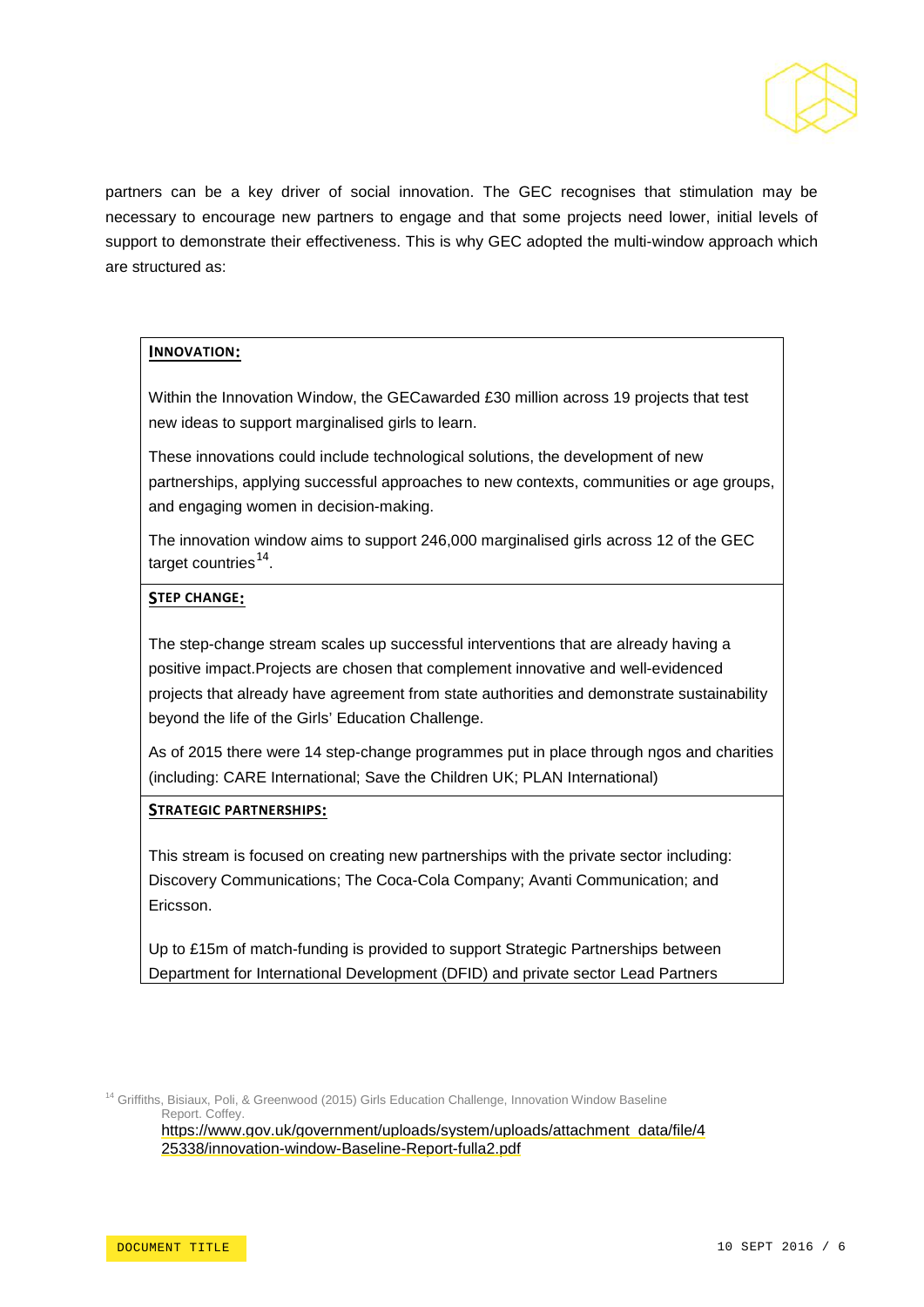partners can be a key driver of social innovation. The GEC recognises that stimulation may be necessary to encourage new partners to engage and that some projects need lower, initial levels of support to demonstrate their effectiveness. This is why GEC adopted the multi-window approach which are structured as:

**INNOVATION:**

Within the Innovation Window, the GECawarded £30 million across 19 projects that test new ideas to support marginalised girls to learn.

These innovations could include technological solutions, the development of new partnerships, applying successful approaches to new contexts, communities or age groups, and engaging women in decision-making.

The innovation window aims to support 246,000 marginalised girls across 12 of the GEC target countries[14].

**STEP CHANGE:**

The step-change stream scales up successful interventions that are already having a positive impact.Projects are chosen that complement innovative and well-evidenced projects that already have agreement from state authorities and demonstrate sustainability beyond the life of the Girls' Education Challenge.

As of 2015 there were 14 step-change programmes put in place through ngos and charities (including: CARE International; Save the Children UK; PLAN International)

**STRATEGIC PARTNERSHIPS:**

This stream is focused on creating new partnerships with the private sector including: Discovery Communications; The Coca-Cola Company; Avanti Communication; and Ericsson.

Up to £15m of match-funding is provided to support Strategic Partnerships between Department for International Development (DFID) and private sector Lead Partners

[14] Griffiths, Bisiaux, Poli, & Greenwood (2015) Girls Education Challenge, Innovation Window Baseline Report. Coffey. https://www.gov.uk/government/uploads/system/uploads/attachment_data/file/425338/innovation-window-Baseline-Report-fulla2.pdf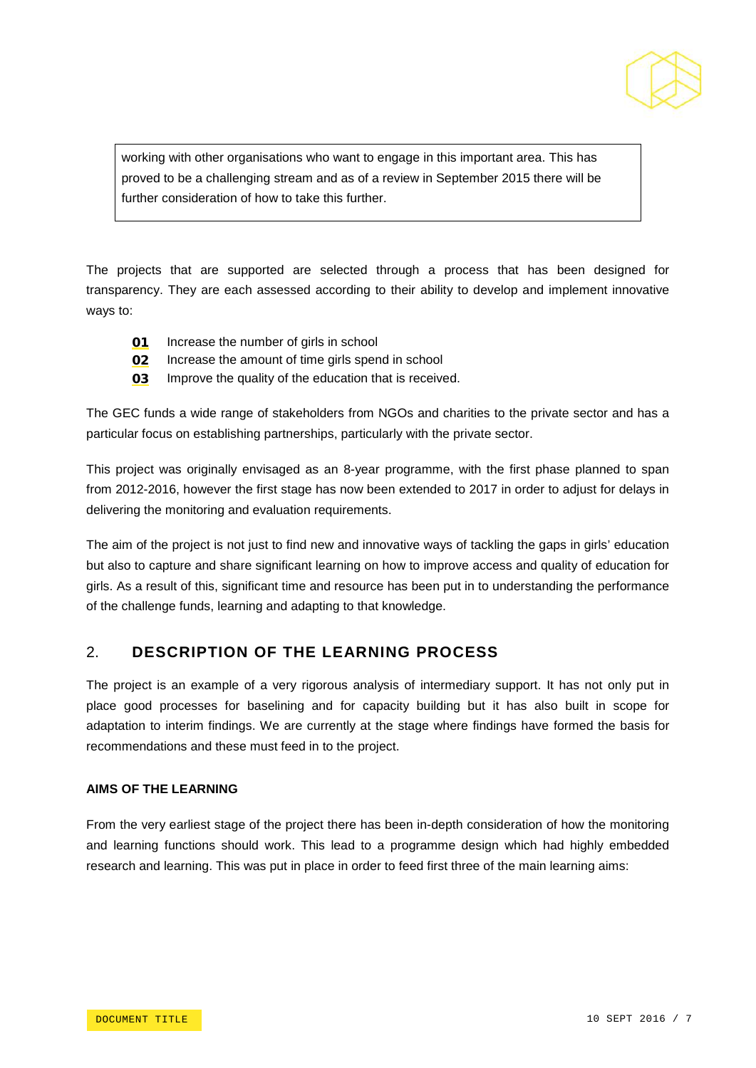working with other organisations who want to engage in this important area. This has proved to be a challenging stream and as of a review in September 2015 there will be further consideration of how to take this further.

The projects that are supported are selected through a process that has been designed for transparency. They are each assessed according to their ability to develop and implement innovative ways to:

**01** Increase the number of girls in school
**02** Increase the amount of time girls spend in school
**03** Improve the quality of the education that is received.

The GEC funds a wide range of stakeholders from NGOs and charities to the private sector and has a particular focus on establishing partnerships, particularly with the private sector.

This project was originally envisaged as an 8-year programme, with the first phase planned to span from 2012-2016, however the first stage has now been extended to 2017 in order to adjust for delays in delivering the monitoring and evaluation requirements.

The aim of the project is not just to find new and innovative ways of tackling the gaps in girls' education but also to capture and share significant learning on how to improve access and quality of education for girls. As a result of this, significant time and resource has been put in to understanding the performance of the challenge funds, learning and adapting to that knowledge.

## 2. DESCRIPTION OF THE LEARNING PROCESS

The project is an example of a very rigorous analysis of intermediary support. It has not only put in place good processes for baselining and for capacity building but it has also built in scope for adaptation to interim findings. We are currently at the stage where findings have formed the basis for recommendations and these must feed in to the project.

**AIMS OF THE LEARNING**

From the very earliest stage of the project there has been in-depth consideration of how the monitoring and learning functions should work. This lead to a programme design which had highly embedded research and learning. This was put in place in order to feed first three of the main learning aims: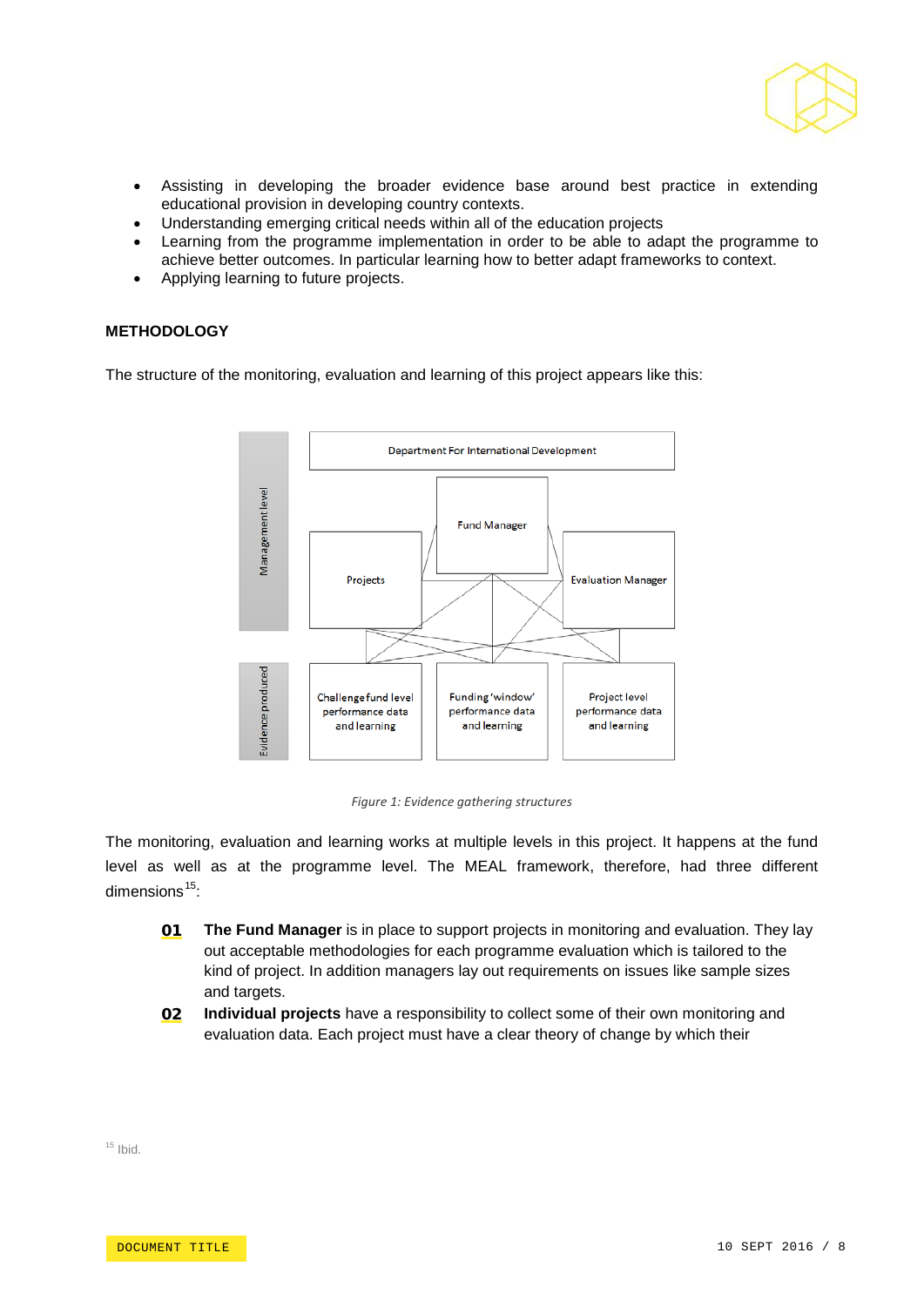- Assisting in developing the broader evidence base around best practice in extending educational provision in developing country contexts.
- Understanding emerging critical needs within all of the education projects
- Learning from the programme implementation in order to be able to adapt the programme to achieve better outcomes. In particular learning how to better adapt frameworks to context.
- Applying learning to future projects.

### METHODOLOGY

The structure of the monitoring, evaluation and learning of this project appears like this:

Management level

Department For International Development

Fund Manager

Projects

Evaluation Manager

Evidence produced

Challenge fund level performance data and learning

Funding 'window' performance data and learning

Project level performance data and learning

*Figure 1: Evidence gathering structures*

The monitoring, evaluation and learning works at multiple levels in this project. It happens at the fund level as well as at the programme level. The MEAL framework, therefore, had three different dimensions[15]:

**01** **The Fund Manager** is in place to support projects in monitoring and evaluation. They lay out acceptable methodologies for each programme evaluation which is tailored to the kind of project. In addition managers lay out requirements on issues like sample sizes and targets.

**02** **Individual projects** have a responsibility to collect some of their own monitoring and evaluation data. Each project must have a clear theory of change by which their

[15] Ibid.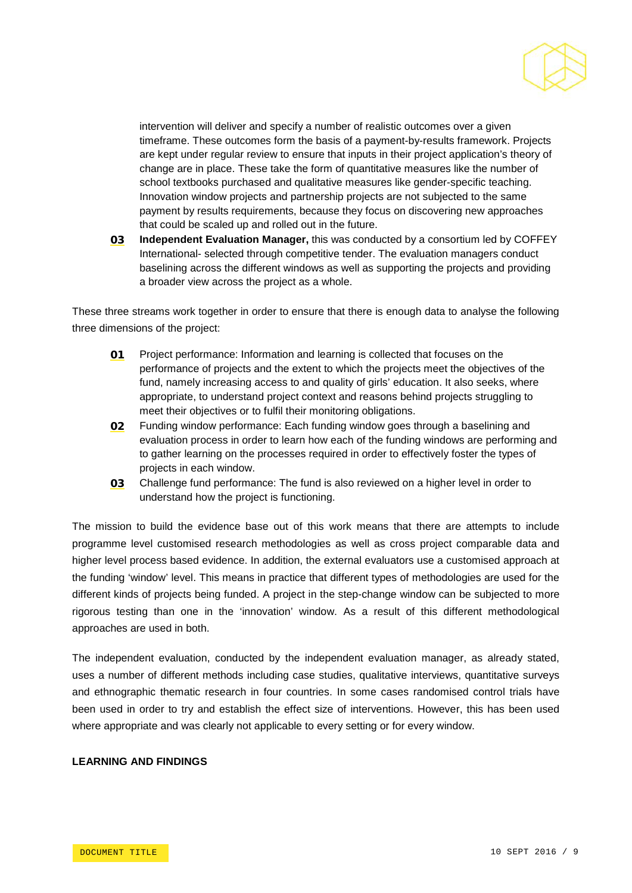intervention will deliver and specify a number of realistic outcomes over a given timeframe. These outcomes form the basis of a payment-by-results framework. Projects are kept under regular review to ensure that inputs in their project application's theory of change are in place. These take the form of quantitative measures like the number of school textbooks purchased and qualitative measures like gender-specific teaching. Innovation window projects and partnership projects are not subjected to the same payment by results requirements, because they focus on discovering new approaches that could be scaled up and rolled out in the future.

**03** **Independent Evaluation Manager,** this was conducted by a consortium led by COFFEY International- selected through competitive tender. The evaluation managers conduct baselining across the different windows as well as supporting the projects and providing a broader view across the project as a whole.

These three streams work together in order to ensure that there is enough data to analyse the following three dimensions of the project:

**01** Project performance: Information and learning is collected that focuses on the performance of projects and the extent to which the projects meet the objectives of the fund, namely increasing access to and quality of girls' education. It also seeks, where appropriate, to understand project context and reasons behind projects struggling to meet their objectives or to fulfil their monitoring obligations.

**02** Funding window performance: Each funding window goes through a baselining and evaluation process in order to learn how each of the funding windows are performing and to gather learning on the processes required in order to effectively foster the types of projects in each window.

**03** Challenge fund performance: The fund is also reviewed on a higher level in order to understand how the project is functioning.

The mission to build the evidence base out of this work means that there are attempts to include programme level customised research methodologies as well as cross project comparable data and higher level process based evidence. In addition, the external evaluators use a customised approach at the funding 'window' level. This means in practice that different types of methodologies are used for the different kinds of projects being funded. A project in the step-change window can be subjected to more rigorous testing than one in the 'innovation' window. As a result of this different methodological approaches are used in both.

The independent evaluation, conducted by the independent evaluation manager, as already stated, uses a number of different methods including case studies, qualitative interviews, quantitative surveys and ethnographic thematic research in four countries. In some cases randomised control trials have been used in order to try and establish the effect size of interventions. However, this has been used where appropriate and was clearly not applicable to every setting or for every window.

**LEARNING AND FINDINGS**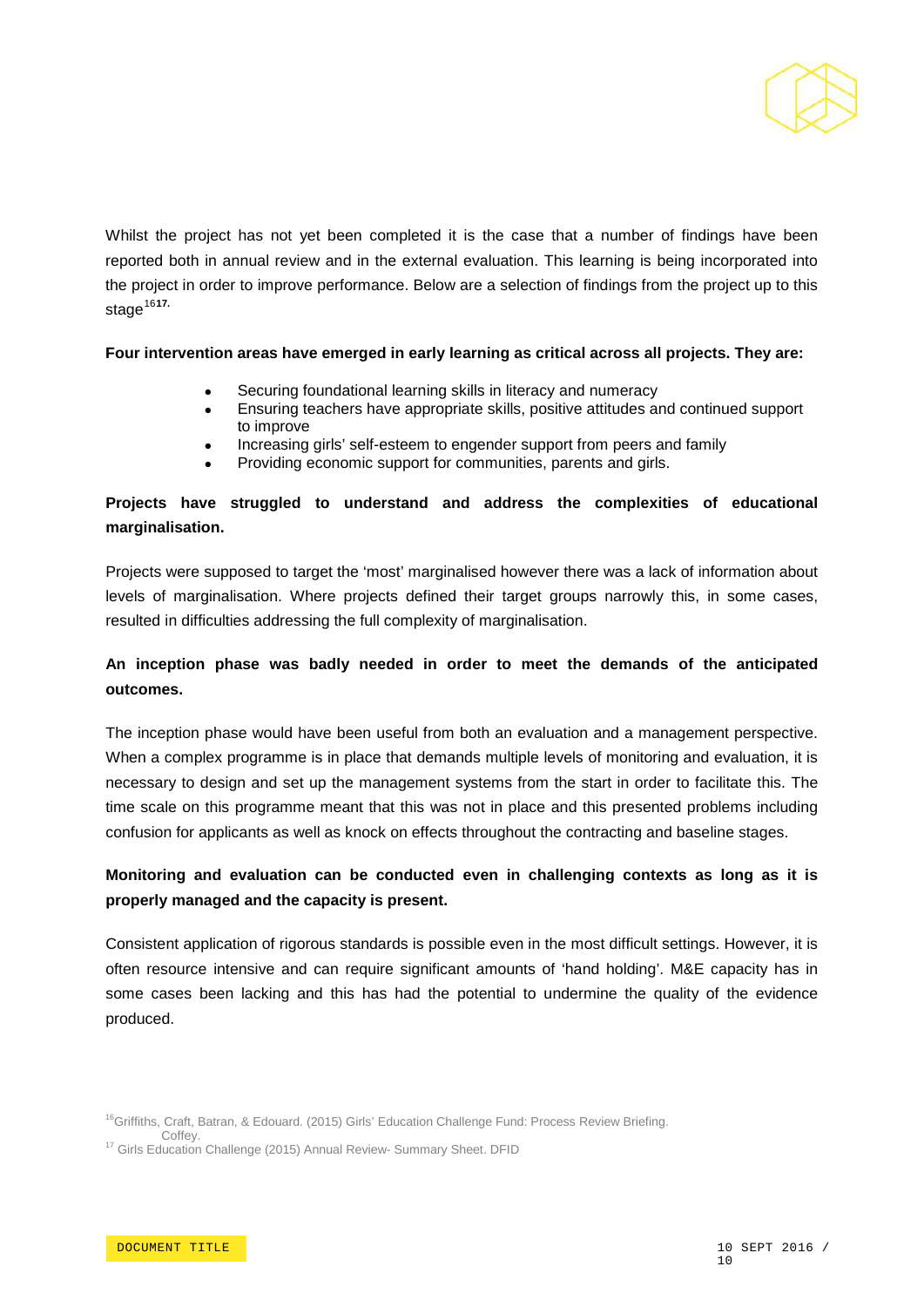Whilst the project has not yet been completed it is the case that a number of findings have been reported both in annual review and in the external evaluation. This learning is being incorporated into the project in order to improve performance. Below are a selection of findings from the project up to this stage[16][17].

**Four intervention areas have emerged in early learning as critical across all projects. They are:**

- Securing foundational learning skills in literacy and numeracy
- Ensuring teachers have appropriate skills, positive attitudes and continued support to improve
- Increasing girls' self-esteem to engender support from peers and family
- Providing economic support for communities, parents and girls.

**Projects have struggled to understand and address the complexities of educational marginalisation.**

Projects were supposed to target the 'most' marginalised however there was a lack of information about levels of marginalisation. Where projects defined their target groups narrowly this, in some cases, resulted in difficulties addressing the full complexity of marginalisation.

**An inception phase was badly needed in order to meet the demands of the anticipated outcomes.**

The inception phase would have been useful from both an evaluation and a management perspective. When a complex programme is in place that demands multiple levels of monitoring and evaluation, it is necessary to design and set up the management systems from the start in order to facilitate this. The time scale on this programme meant that this was not in place and this presented problems including confusion for applicants as well as knock on effects throughout the contracting and baseline stages.

**Monitoring and evaluation can be conducted even in challenging contexts as long as it is properly managed and the capacity is present.**

Consistent application of rigorous standards is possible even in the most difficult settings. However, it is often resource intensive and can require significant amounts of 'hand holding'. M&E capacity has in some cases been lacking and this has had the potential to undermine the quality of the evidence produced.

[16] Griffiths, Craft, Batran, & Edouard. (2015) Girls' Education Challenge Fund: Process Review Briefing. Coffey.

[17] Girls Education Challenge (2015) Annual Review- Summary Sheet. DFID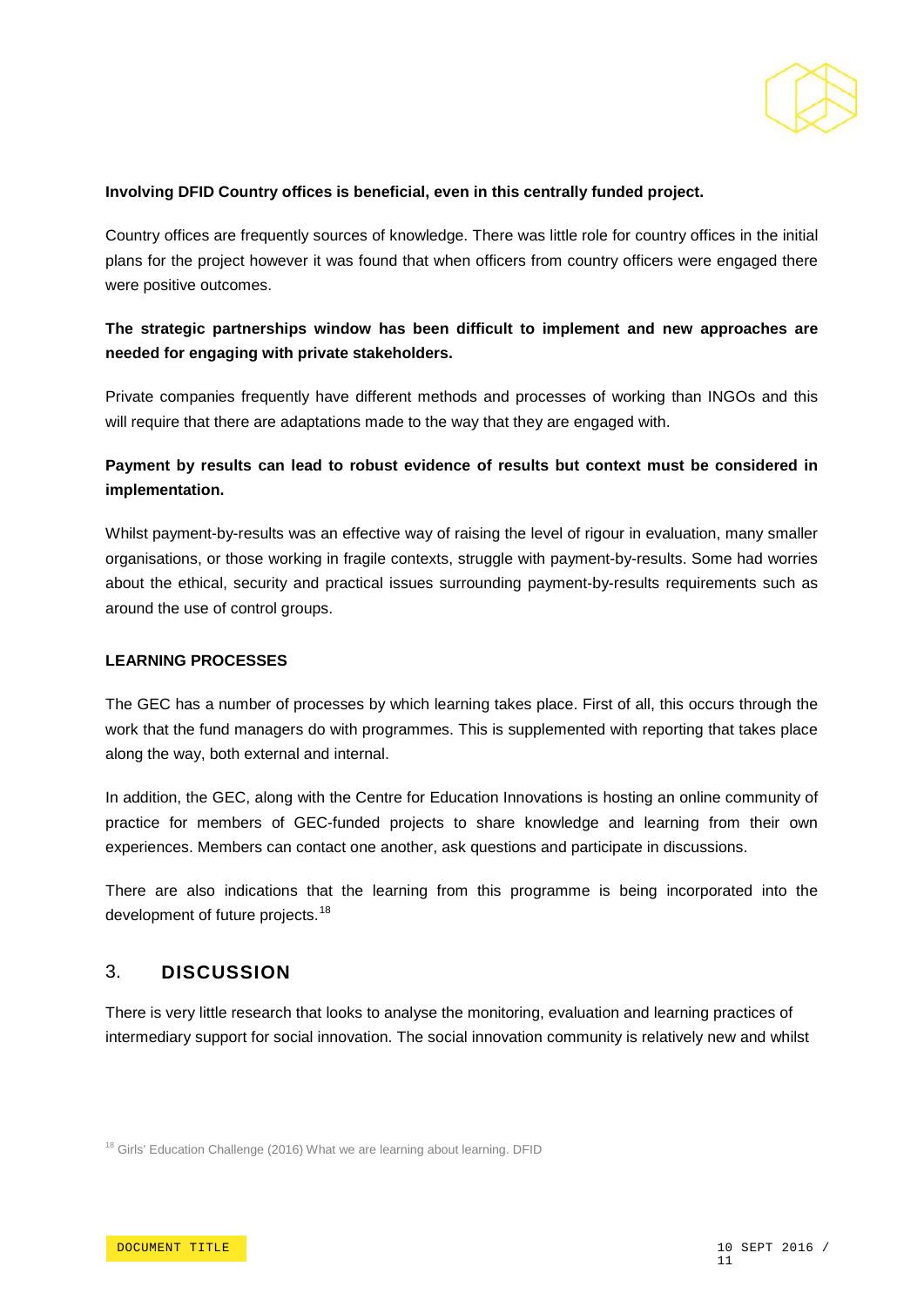**Involving DFID Country offices is beneficial, even in this centrally funded project.**

Country offices are frequently sources of knowledge. There was little role for country offices in the initial plans for the project however it was found that when officers from country officers were engaged there were positive outcomes.

**The strategic partnerships window has been difficult to implement and new approaches are needed for engaging with private stakeholders.**

Private companies frequently have different methods and processes of working than INGOs and this will require that there are adaptations made to the way that they are engaged with.

**Payment by results can lead to robust evidence of results but context must be considered in implementation.**

Whilst payment-by-results was an effective way of raising the level of rigour in evaluation, many smaller organisations, or those working in fragile contexts, struggle with payment-by-results. Some had worries about the ethical, security and practical issues surrounding payment-by-results requirements such as around the use of control groups.

**LEARNING PROCESSES**

The GEC has a number of processes by which learning takes place. First of all, this occurs through the work that the fund managers do with programmes. This is supplemented with reporting that takes place along the way, both external and internal.

In addition, the GEC, along with the Centre for Education Innovations is hosting an online community of practice for members of GEC-funded projects to share knowledge and learning from their own experiences. Members can contact one another, ask questions and participate in discussions.

There are also indications that the learning from this programme is being incorporated into the development of future projects.[18]

## 3. DISCUSSION

There is very little research that looks to analyse the monitoring, evaluation and learning practices of intermediary support for social innovation. The social innovation community is relatively new and whilst

[18] Girls' Education Challenge (2016) What we are learning about learning. DFID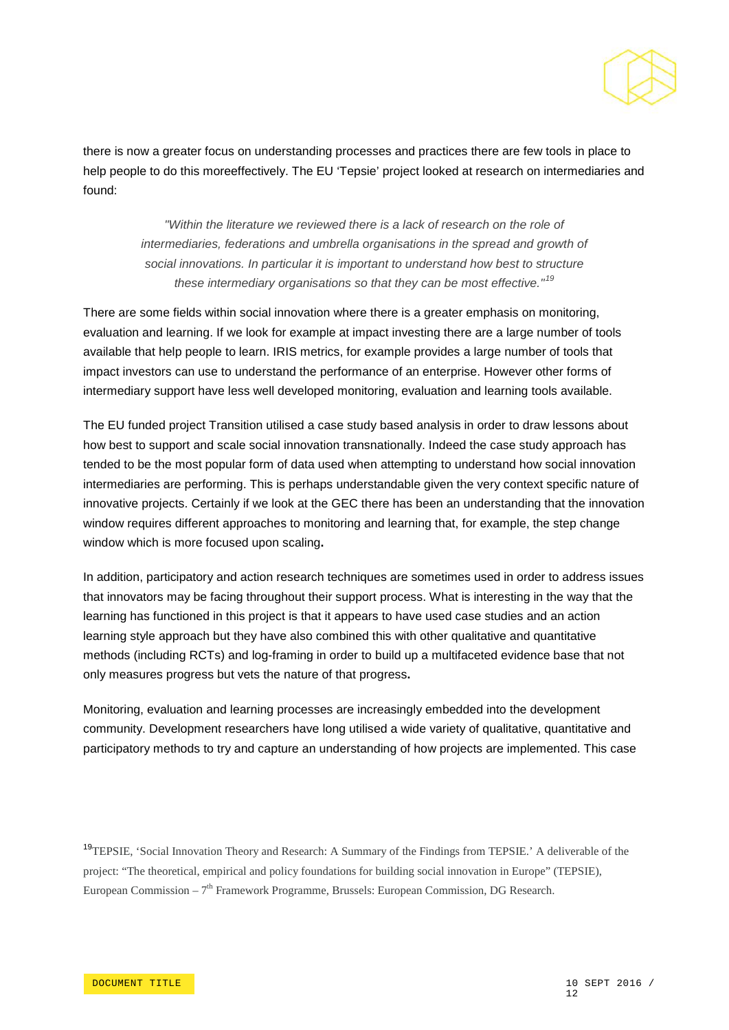there is now a greater focus on understanding processes and practices there are few tools in place to help people to do this moreeffectively. The EU 'Tepsie' project looked at research on intermediaries and found:

> *"Within the literature we reviewed there is a lack of research on the role of intermediaries, federations and umbrella organisations in the spread and growth of social innovations. In particular it is important to understand how best to structure these intermediary organisations so that they can be most effective."*[19]

There are some fields within social innovation where there is a greater emphasis on monitoring, evaluation and learning. If we look for example at impact investing there are a large number of tools available that help people to learn. IRIS metrics, for example provides a large number of tools that impact investors can use to understand the performance of an enterprise. However other forms of intermediary support have less well developed monitoring, evaluation and learning tools available.

The EU funded project Transition utilised a case study based analysis in order to draw lessons about how best to support and scale social innovation transnationally. Indeed the case study approach has tended to be the most popular form of data used when attempting to understand how social innovation intermediaries are performing. This is perhaps understandable given the very context specific nature of innovative projects. Certainly if we look at the GEC there has been an understanding that the innovation window requires different approaches to monitoring and learning that, for example, the step change window which is more focused upon scaling**.**

In addition, participatory and action research techniques are sometimes used in order to address issues that innovators may be facing throughout their support process. What is interesting in the way that the learning has functioned in this project is that it appears to have used case studies and an action learning style approach but they have also combined this with other qualitative and quantitative methods (including RCTs) and log-framing in order to build up a multifaceted evidence base that not only measures progress but vets the nature of that progress**.**

Monitoring, evaluation and learning processes are increasingly embedded into the development community. Development researchers have long utilised a wide variety of qualitative, quantitative and participatory methods to try and capture an understanding of how projects are implemented. This case

[19] TEPSIE, 'Social Innovation Theory and Research: A Summary of the Findings from TEPSIE.' A deliverable of the project: "The theoretical, empirical and policy foundations for building social innovation in Europe" (TEPSIE), European Commission – 7th Framework Programme, Brussels: European Commission, DG Research.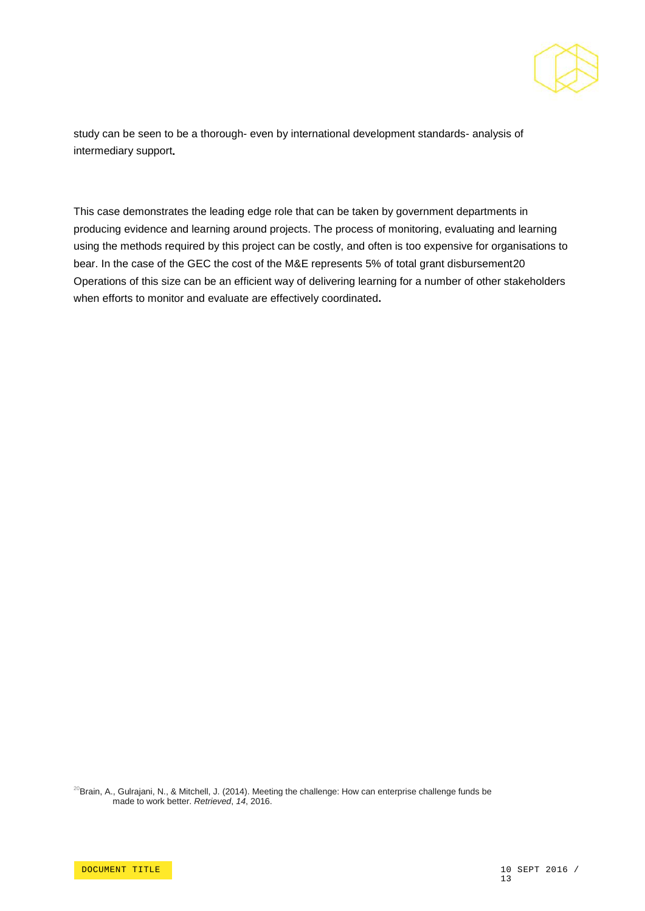study can be seen to be a thorough- even by international development standards- analysis of intermediary support.

This case demonstrates the leading edge role that can be taken by government departments in producing evidence and learning around projects. The process of monitoring, evaluating and learning using the methods required by this project can be costly, and often is too expensive for organisations to bear. In the case of the GEC the cost of the M&E represents 5% of total grant disbursement[20] Operations of this size can be an efficient way of delivering learning for a number of other stakeholders when efforts to monitor and evaluate are effectively coordinated.

[20] Brain, A., Gulrajani, N., & Mitchell, J. (2014). Meeting the challenge: How can enterprise challenge funds be made to work better. *Retrieved*, *14*, 2016.